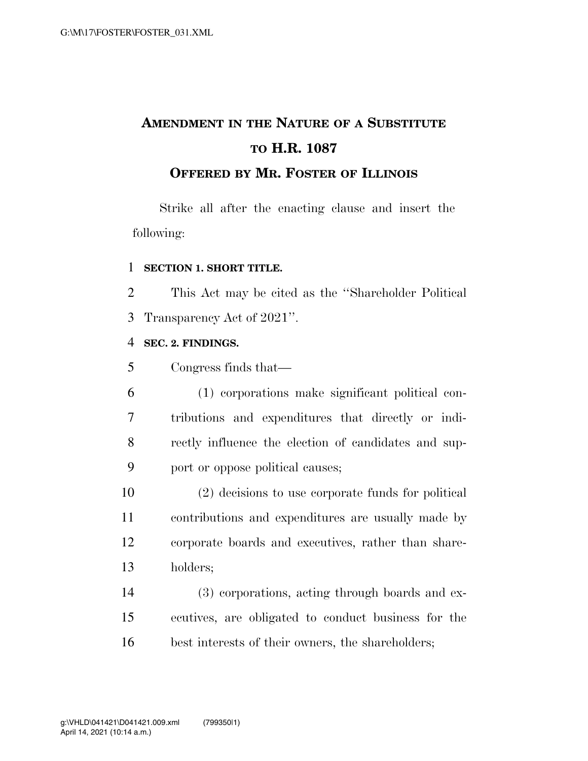# AMENDMENT IN THE NATURE OF A SUBSTITUTE TO H.R. 1087

## OFFERED BY MR. FOSTER OF ILLINOIS

Strike all after the enacting clause and insert the following:

**SECTION 1. SHORT TITLE.**

This Act may be cited as the "Shareholder Political Transparency Act of 2021".

**SEC. 2. FINDINGS.**

Congress finds that—

(1) corporations make significant political contributions and expenditures that directly or indirectly influence the election of candidates and support or oppose political causes;

(2) decisions to use corporate funds for political contributions and expenditures are usually made by corporate boards and executives, rather than shareholders;

(3) corporations, acting through boards and executives, are obligated to conduct business for the best interests of their owners, the shareholders;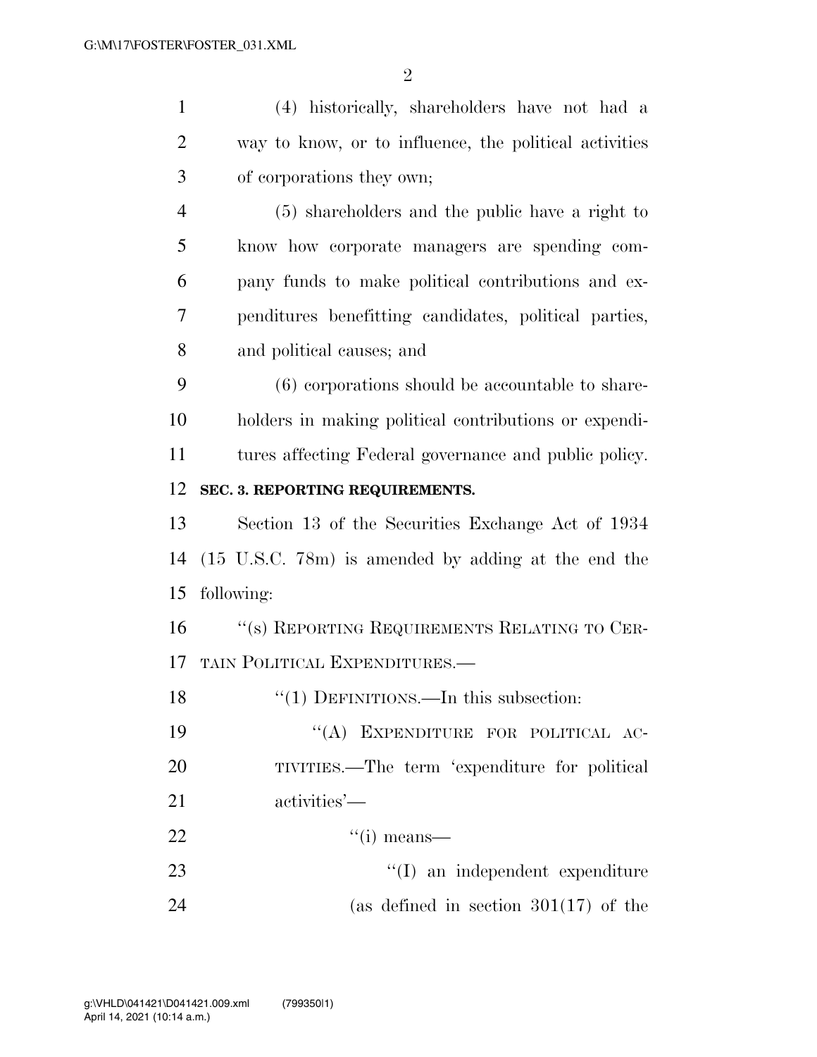(4) historically, shareholders have not had a way to know, or to influence, the political activities of corporations they own;

(5) shareholders and the public have a right to know how corporate managers are spending company funds to make political contributions and expenditures benefitting candidates, political parties, and political causes; and

(6) corporations should be accountable to shareholders in making political contributions or expenditures affecting Federal governance and public policy.

**SEC. 3. REPORTING REQUIREMENTS.**

Section 13 of the Securities Exchange Act of 1934 (15 U.S.C. 78m) is amended by adding at the end the following:

"(s) REPORTING REQUIREMENTS RELATING TO CERTAIN POLITICAL EXPENDITURES.—

"(1) DEFINITIONS.—In this subsection:

"(A) EXPENDITURE FOR POLITICAL ACTIVITIES.—The term 'expenditure for political activities'—

"(i) means—

"(I) an independent expenditure (as defined in section 301(17) of the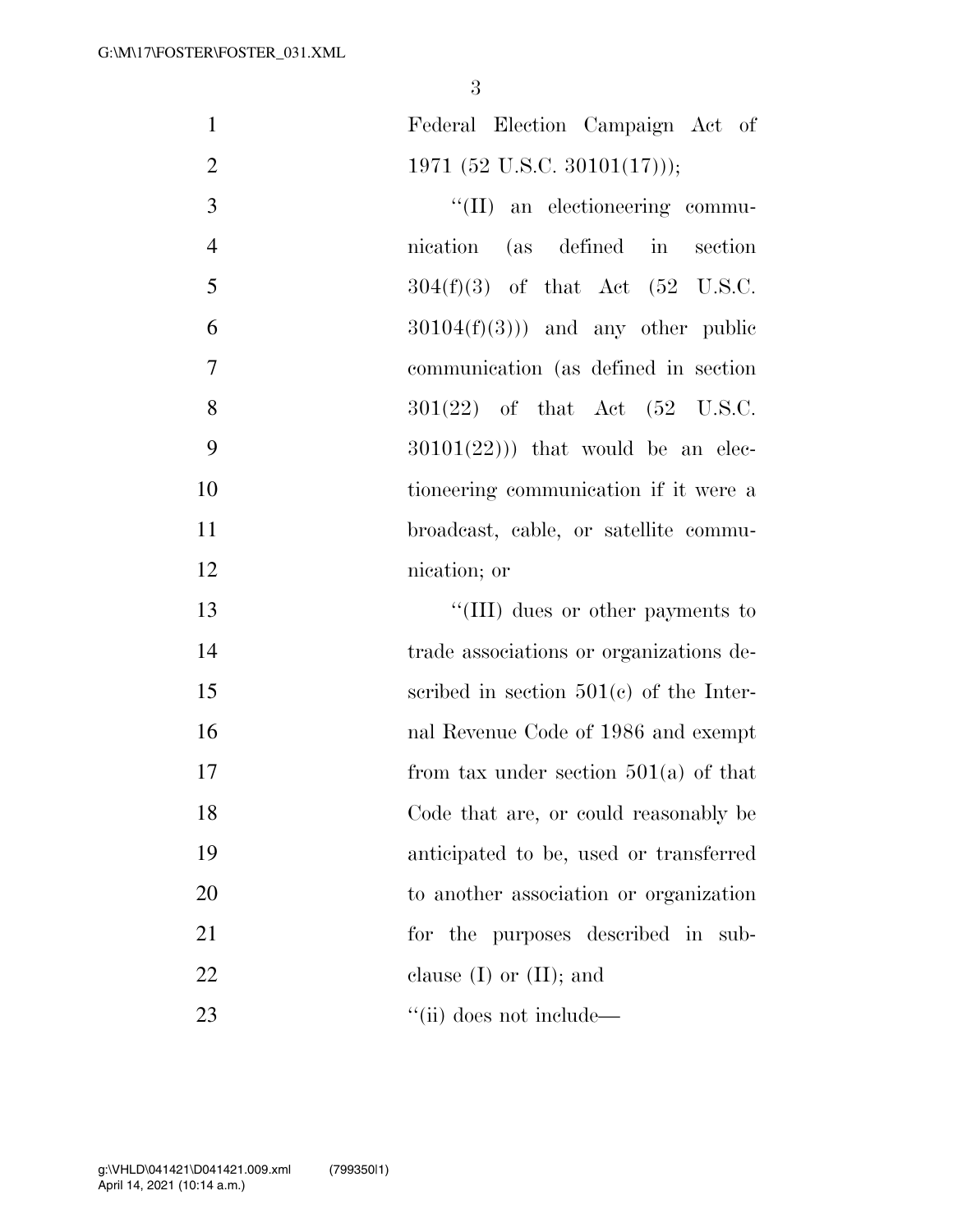Federal Election Campaign Act of 1971 (52 U.S.C. 30101(17)));

''(II) an electioneering communication (as defined in section 304(f)(3) of that Act (52 U.S.C. 30104(f)(3))) and any other public communication (as defined in section 301(22) of that Act (52 U.S.C. 30101(22))) that would be an electioneering communication if it were a broadcast, cable, or satellite communication; or

''(III) dues or other payments to trade associations or organizations described in section 501(c) of the Internal Revenue Code of 1986 and exempt from tax under section 501(a) of that Code that are, or could reasonably be anticipated to be, used or transferred to another association or organization for the purposes described in subclause (I) or (II); and

''(ii) does not include—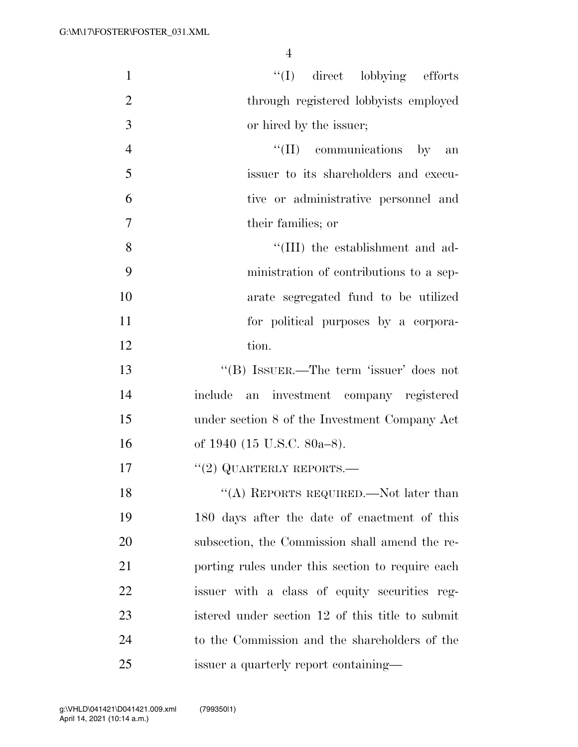"(I) direct lobbying efforts through registered lobbyists employed or hired by the issuer;

"(II) communications by an issuer to its shareholders and executive or administrative personnel and their families; or

"(III) the establishment and administration of contributions to a separate segregated fund to be utilized for political purposes by a corporation.

"(B) ISSUER.—The term 'issuer' does not include an investment company registered under section 8 of the Investment Company Act of 1940 (15 U.S.C. 80a–8).

"(2) QUARTERLY REPORTS.—

"(A) REPORTS REQUIRED.—Not later than 180 days after the date of enactment of this subsection, the Commission shall amend the reporting rules under this section to require each issuer with a class of equity securities registered under section 12 of this title to submit to the Commission and the shareholders of the issuer a quarterly report containing—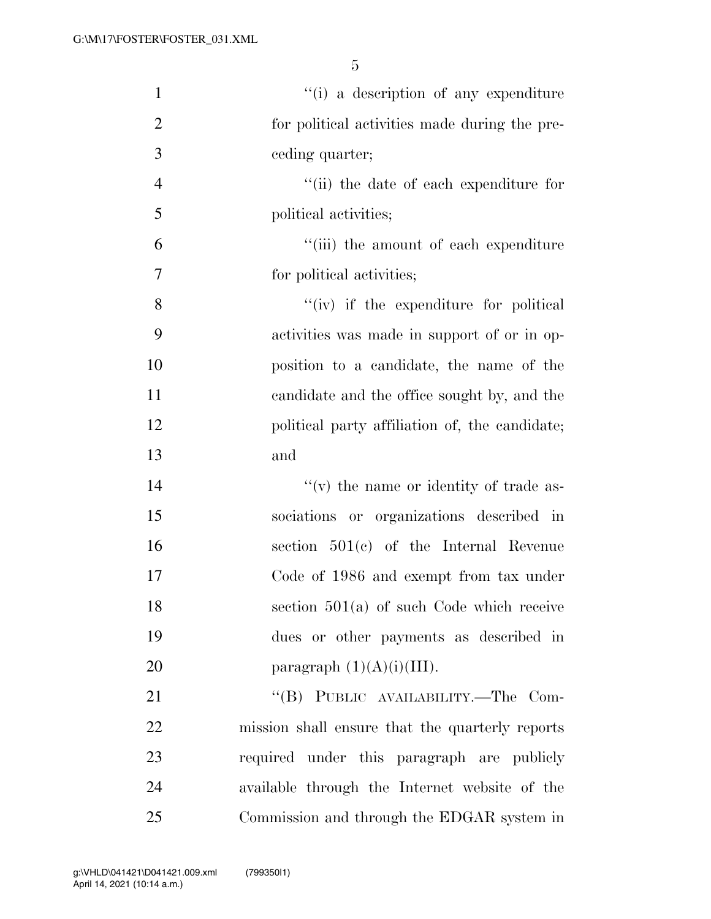"(i) a description of any expenditure for political activities made during the preceding quarter;

"(ii) the date of each expenditure for political activities;

"(iii) the amount of each expenditure for political activities;

"(iv) if the expenditure for political activities was made in support of or in opposition to a candidate, the name of the candidate and the office sought by, and the political party affiliation of, the candidate; and

"(v) the name or identity of trade associations or organizations described in section 501(c) of the Internal Revenue Code of 1986 and exempt from tax under section 501(a) of such Code which receive dues or other payments as described in paragraph (1)(A)(i)(III).

"(B) PUBLIC AVAILABILITY.—The Commission shall ensure that the quarterly reports required under this paragraph are publicly available through the Internet website of the Commission and through the EDGAR system in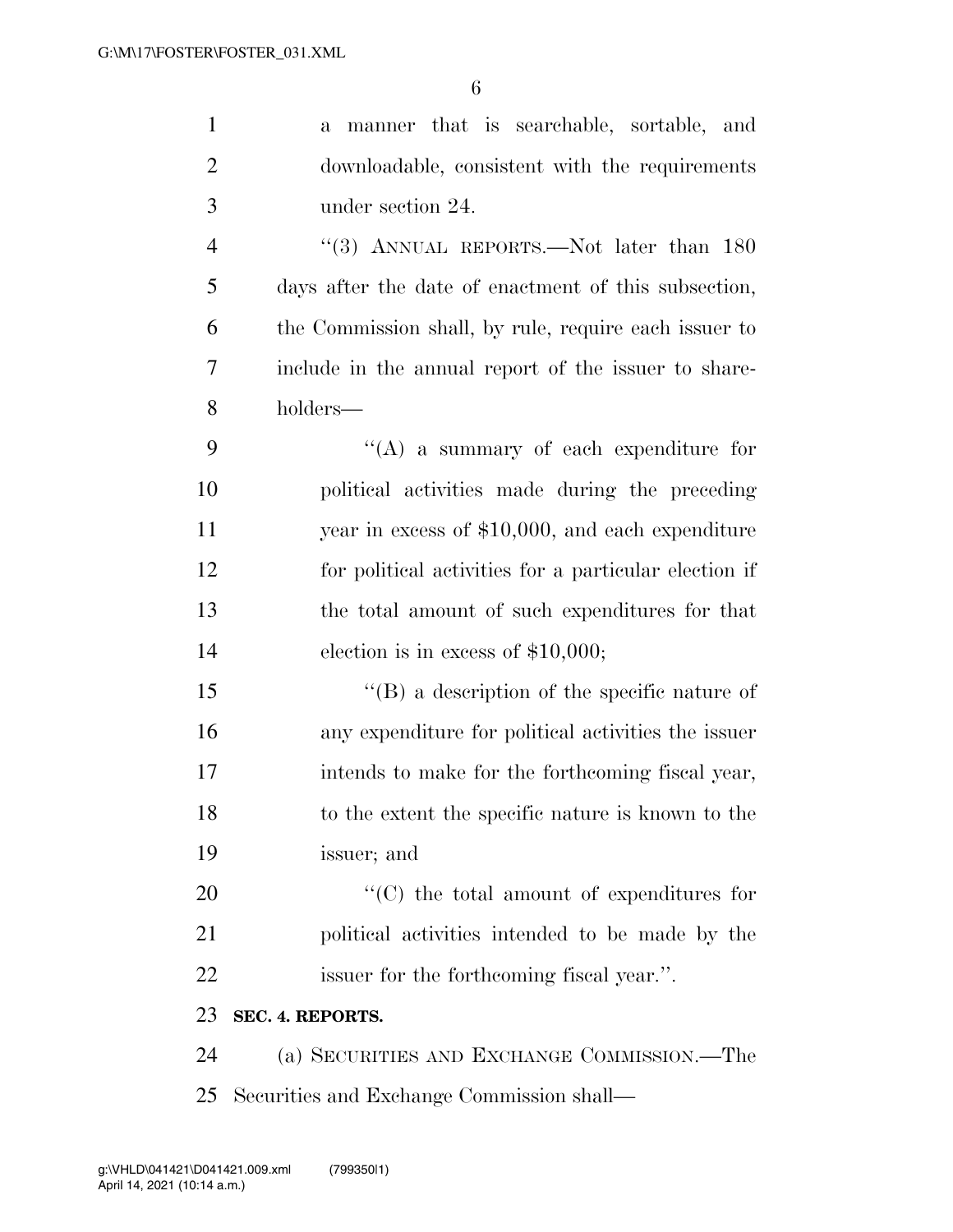a manner that is searchable, sortable, and downloadable, consistent with the requirements under section 24.

"(3) ANNUAL REPORTS.—Not later than 180 days after the date of enactment of this subsection, the Commission shall, by rule, require each issuer to include in the annual report of the issuer to shareholders—

"(A) a summary of each expenditure for political activities made during the preceding year in excess of $10,000, and each expenditure for political activities for a particular election if the total amount of such expenditures for that election is in excess of $10,000;

"(B) a description of the specific nature of any expenditure for political activities the issuer intends to make for the forthcoming fiscal year, to the extent the specific nature is known to the issuer; and

"(C) the total amount of expenditures for political activities intended to be made by the issuer for the forthcoming fiscal year.".

**SEC. 4. REPORTS.**

(a) SECURITIES AND EXCHANGE COMMISSION.—The Securities and Exchange Commission shall—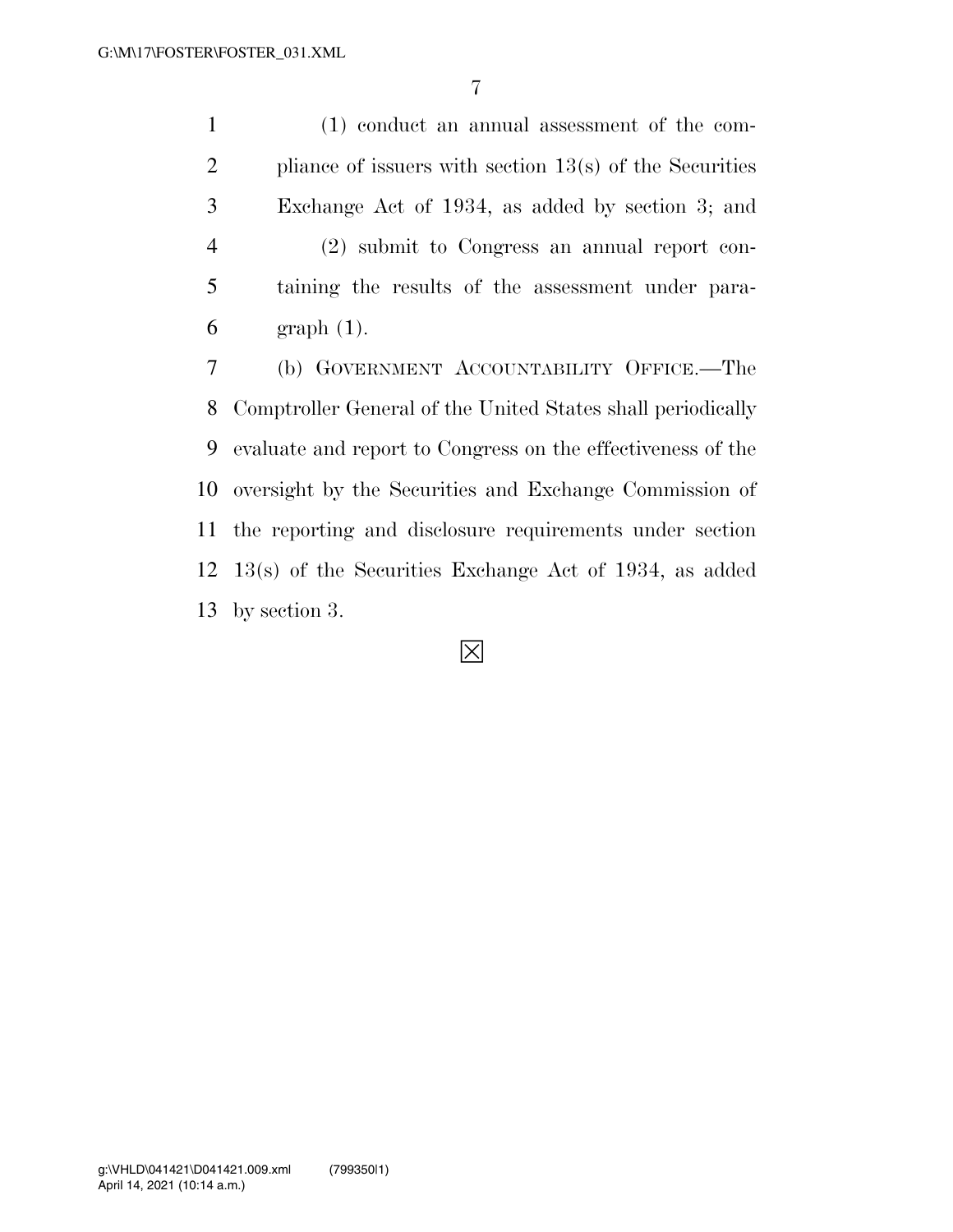(1) conduct an annual assessment of the compliance of issuers with section 13(s) of the Securities Exchange Act of 1934, as added by section 3; and

(2) submit to Congress an annual report containing the results of the assessment under paragraph (1).

(b) GOVERNMENT ACCOUNTABILITY OFFICE.—The Comptroller General of the United States shall periodically evaluate and report to Congress on the effectiveness of the oversight by the Securities and Exchange Commission of the reporting and disclosure requirements under section 13(s) of the Securities Exchange Act of 1934, as added by section 3.

☒